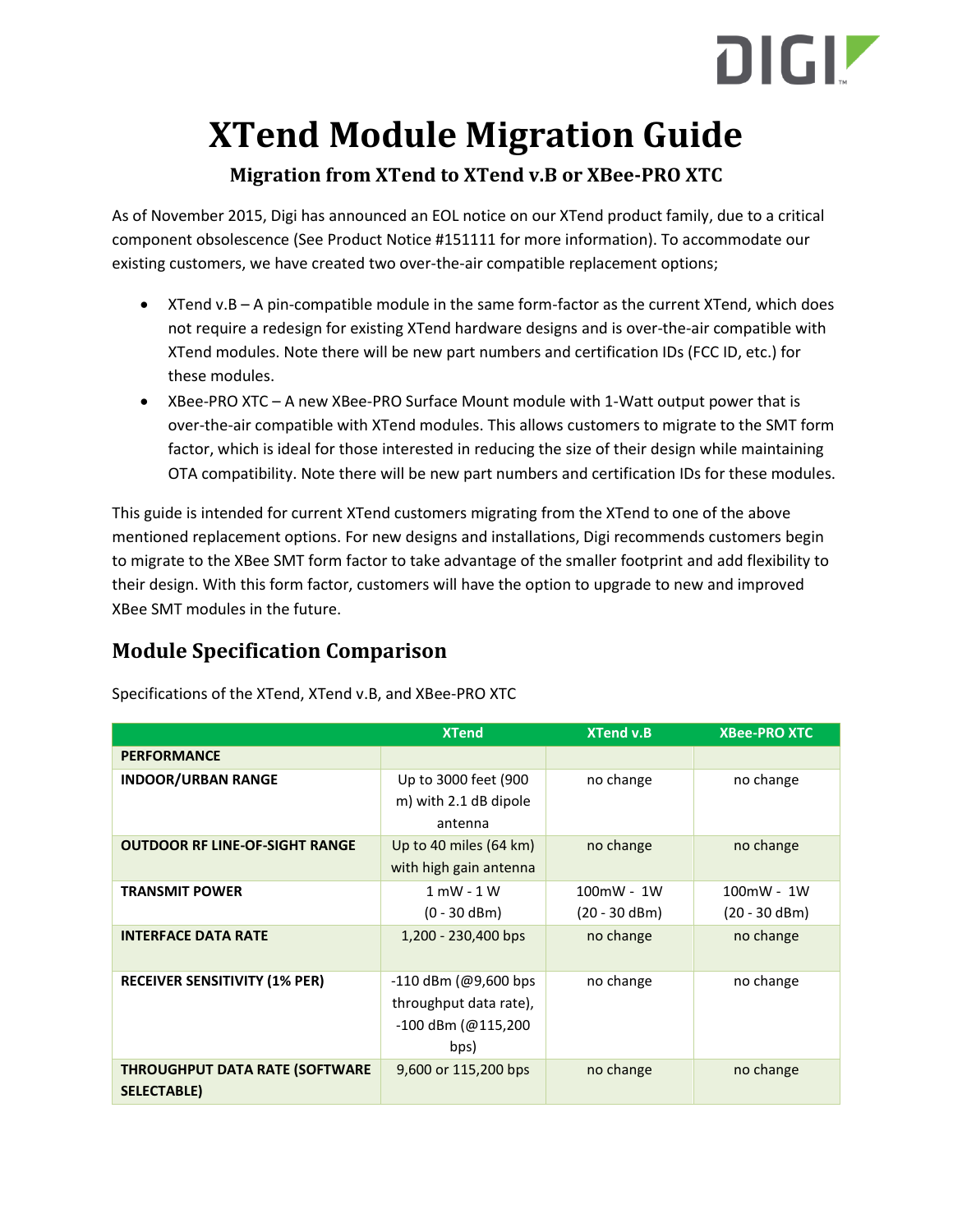# XTend Module Migration Guide

### Migration from XTend to XTend v.B or XBee-PRO XTC

As of November 2015, Digi has announced an EOL notice on our XTend product family, due to a critical component obsolescence (See Product Notice #151111 for more information). To accommodate our existing customers, we have created two over-the-air compatible replacement options;

- XTend v.B – A pin-compatible module in the same form-factor as the current XTend, which does not require a redesign for existing XTend hardware designs and is over-the-air compatible with XTend modules. Note there will be new part numbers and certification IDs (FCC ID, etc.) for these modules.
- XBee-PRO XTC – A new XBee-PRO Surface Mount module with 1-Watt output power that is over-the-air compatible with XTend modules. This allows customers to migrate to the SMT form factor, which is ideal for those interested in reducing the size of their design while maintaining OTA compatibility. Note there will be new part numbers and certification IDs for these modules.

This guide is intended for current XTend customers migrating from the XTend to one of the above mentioned replacement options. For new designs and installations, Digi recommends customers begin to migrate to the XBee SMT form factor to take advantage of the smaller footprint and add flexibility to their design. With this form factor, customers will have the option to upgrade to new and improved XBee SMT modules in the future.

## Module Specification Comparison

Specifications of the XTend, XTend v.B, and XBee-PRO XTC

| | XTend | XTend v.B | XBee-PRO XTC |
|---|---|---|---|
| **PERFORMANCE** | | | |
| **INDOOR/URBAN RANGE** | Up to 3000 feet (900 m) with 2.1 dB dipole antenna | no change | no change |
| **OUTDOOR RF LINE-OF-SIGHT RANGE** | Up to 40 miles (64 km) with high gain antenna | no change | no change |
| **TRANSMIT POWER** | 1 mW - 1 W (0 - 30 dBm) | 100mW - 1W (20 - 30 dBm) | 100mW - 1W (20 - 30 dBm) |
| **INTERFACE DATA RATE** | 1,200 - 230,400 bps | no change | no change |
| **RECEIVER SENSITIVITY (1% PER)** | -110 dBm (@9,600 bps throughput data rate), -100 dBm (@115,200 bps) | no change | no change |
| **THROUGHPUT DATA RATE (SOFTWARE SELECTABLE)** | 9,600 or 115,200 bps | no change | no change |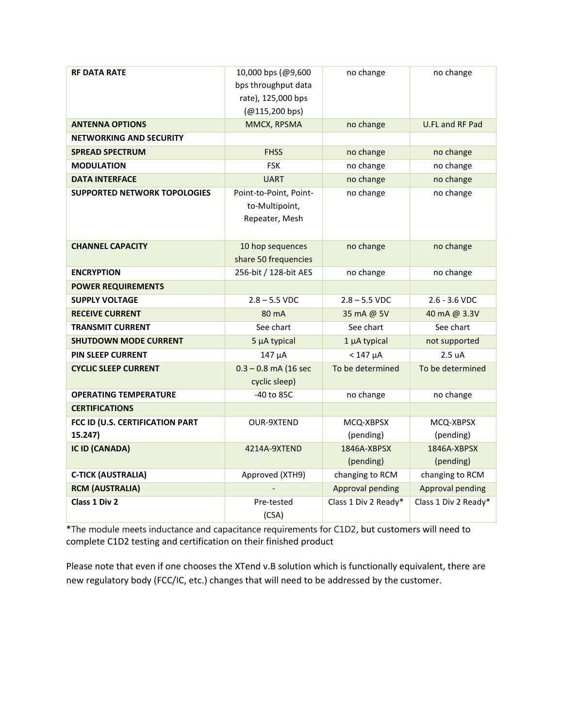| | | | |
|---|---|---|---|
| **RF DATA RATE** | 10,000 bps (@9,600 bps throughput data rate), 125,000 bps (@115,200 bps) | no change | no change |
| **ANTENNA OPTIONS** | MMCX, RPSMA | no change | U.FL and RF Pad |
| **NETWORKING AND SECURITY** | | | |
| **SPREAD SPECTRUM** | FHSS | no change | no change |
| **MODULATION** | FSK | no change | no change |
| **DATA INTERFACE** | UART | no change | no change |
| **SUPPORTED NETWORK TOPOLOGIES** | Point-to-Point, Point-to-Multipoint, Repeater, Mesh | no change | no change |
| **CHANNEL CAPACITY** | 10 hop sequences share 50 frequencies | no change | no change |
| **ENCRYPTION** | 256-bit / 128-bit AES | no change | no change |
| **POWER REQUIREMENTS** | | | |
| **SUPPLY VOLTAGE** | 2.8 – 5.5 VDC | 2.8 – 5.5 VDC | 2.6 - 3.6 VDC |
| **RECEIVE CURRENT** | 80 mA | 35 mA @ 5V | 40 mA @ 3.3V |
| **TRANSMIT CURRENT** | See chart | See chart | See chart |
| **SHUTDOWN MODE CURRENT** | 5 µA typical | 1 µA typical | not supported |
| **PIN SLEEP CURRENT** | 147 µA | < 147 µA | 2.5 uA |
| **CYCLIC SLEEP CURRENT** | 0.3 – 0.8 mA (16 sec cyclic sleep) | To be determined | To be determined |
| **OPERATING TEMPERATURE** | -40 to 85C | no change | no change |
| **CERTIFICATIONS** | | | |
| **FCC ID (U.S. CERTIFICATION PART 15.247)** | OUR-9XTEND | MCQ-XBPSX (pending) | MCQ-XBPSX (pending) |
| **IC ID (CANADA)** | 4214A-9XTEND | 1846A-XBPSX (pending) | 1846A-XBPSX (pending) |
| **C-TICK (AUSTRALIA)** | Approved (XTH9) | changing to RCM | changing to RCM |
| **RCM (AUSTRALIA)** | - | Approval pending | Approval pending |
| **Class 1 Div 2** | Pre-tested (CSA) | Class 1 Div 2 Ready* | Class 1 Div 2 Ready* |

*The module meets inductance and capacitance requirements for C1D2, but customers will need to complete C1D2 testing and certification on their finished product

Please note that even if one chooses the XTend v.B solution which is functionally equivalent, there are new regulatory body (FCC/IC, etc.) changes that will need to be addressed by the customer.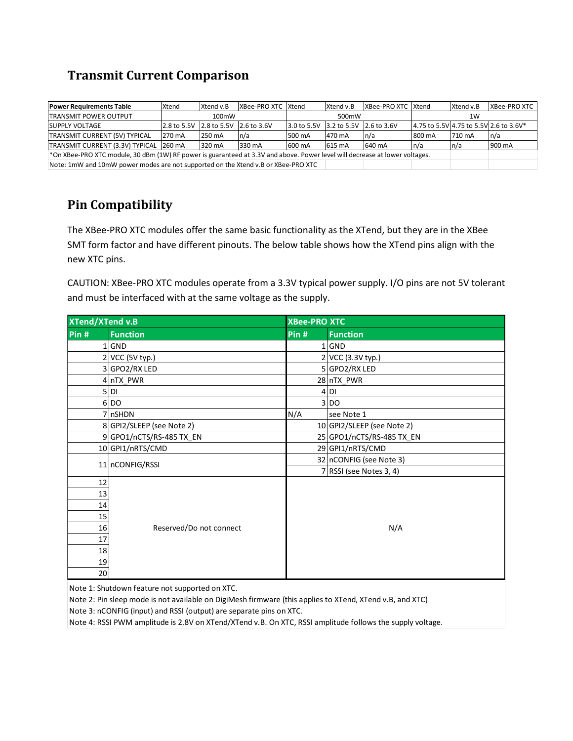## Transmit Current Comparison

| Power Requirements Table | Xtend | Xtend v.B | XBee-PRO XTC | Xtend | Xtend v.B | XBee-PRO XTC | Xtend | Xtend v.B | XBee-PRO XTC |
|---|---|---|---|---|---|---|---|---|---|
| TRANSMIT POWER OUTPUT | 100mW | | | 500mW | | | 1W | | |
| SUPPLY VOLTAGE | 2.8 to 5.5V | 2.8 to 5.5V | 2.6 to 3.6V | 3.0 to 5.5V | 3.2 to 5.5V | 2.6 to 3.6V | 4.75 to 5.5V | 4.75 to 5.5V | 2.6 to 3.6V* |
| TRANSMIT CURRENT (5V) TYPICAL | 270 mA | 250 mA | n/a | 500 mA | 470 mA | n/a | 800 mA | 710 mA | n/a |
| TRANSMIT CURRENT (3.3V) TYPICAL | 260 mA | 320 mA | 330 mA | 600 mA | 615 mA | 640 mA | n/a | n/a | 900 mA |

*On XBee-PRO XTC module, 30 dBm (1W) RF power is guaranteed at 3.3V and above. Power level will decrease at lower voltages.

Note: 1mW and 10mW power modes are not supported on the Xtend v.B or XBee-PRO XTC

## Pin Compatibility

The XBee-PRO XTC modules offer the same basic functionality as the XTend, but they are in the XBee SMT form factor and have different pinouts. The below table shows how the XTend pins align with the new XTC pins.

CAUTION: XBee-PRO XTC modules operate from a 3.3V typical power supply. I/O pins are not 5V tolerant and must be interfaced with at the same voltage as the supply.

| XTend/XTend v.B | | XBee-PRO XTC | |
|---|---|---|---|
| **Pin #** | **Function** | **Pin #** | **Function** |
| 1 | GND | 1 | GND |
| 2 | VCC (5V typ.) | 2 | VCC (3.3V typ.) |
| 3 | GPO2/RX LED | 5 | GPO2/RX LED |
| 4 | nTX_PWR | 28 | nTX_PWR |
| 5 | DI | 4 | DI |
| 6 | DO | 3 | DO |
| 7 | nSHDN | N/A | see Note 1 |
| 8 | GPI2/SLEEP (see Note 2) | 10 | GPI2/SLEEP (see Note 2) |
| 9 | GPO1/nCTS/RS-485 TX_EN | 25 | GPO1/nCTS/RS-485 TX_EN |
| 10 | GPI1/nRTS/CMD | 29 | GPI1/nRTS/CMD |
| 11 | nCONFIG/RSSI | 32 | nCONFIG (see Note 3) |
| | | 7 | RSSI (see Notes 3, 4) |
| 12 | Reserved/Do not connect | N/A | |
| 13 | | | |
| 14 | | | |
| 15 | | | |
| 16 | | | |
| 17 | | | |
| 18 | | | |
| 19 | | | |
| 20 | | | |

Note 1: Shutdown feature not supported on XTC.

Note 2: Pin sleep mode is not available on DigiMesh firmware (this applies to XTend, XTend v.B, and XTC)

Note 3: nCONFIG (input) and RSSI (output) are separate pins on XTC.

Note 4: RSSI PWM amplitude is 2.8V on XTend/XTend v.B. On XTC, RSSI amplitude follows the supply voltage.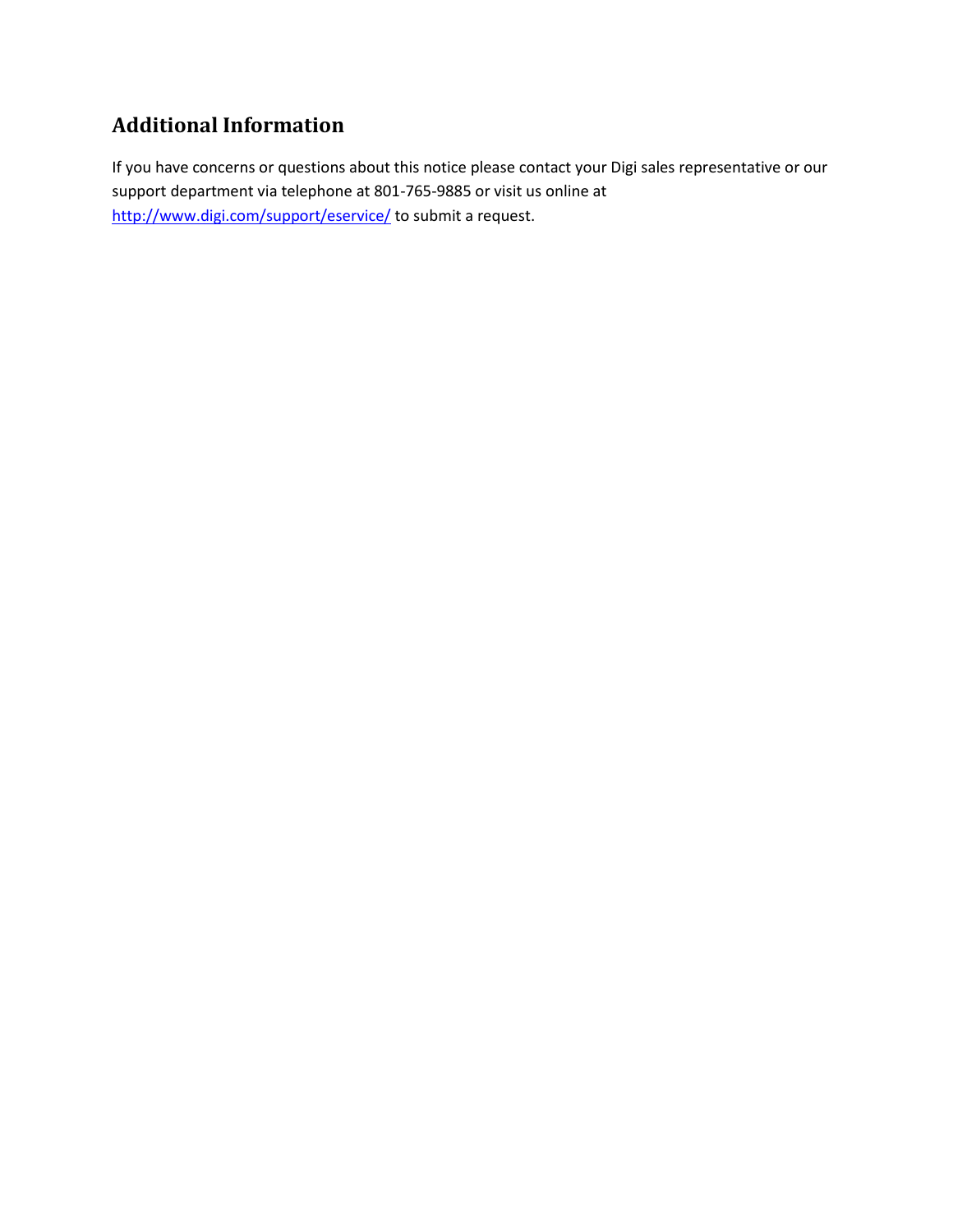## Additional Information

If you have concerns or questions about this notice please contact your Digi sales representative or our support department via telephone at 801-765-9885 or visit us online at [http://www.digi.com/support/eservice/](http://www.digi.com/support/eservice/) to submit a request.